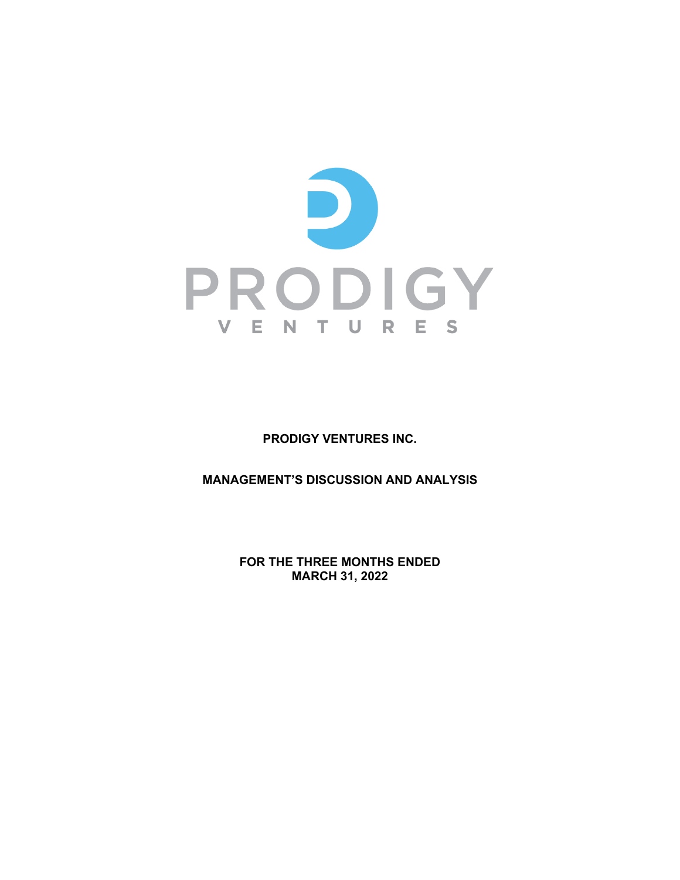PRODIGY VENTURES

**PRODIGY VENTURES INC.**

**MANAGEMENT'S DISCUSSION AND ANALYSIS**

**FOR THE THREE MONTHS ENDED MARCH 31, 2022**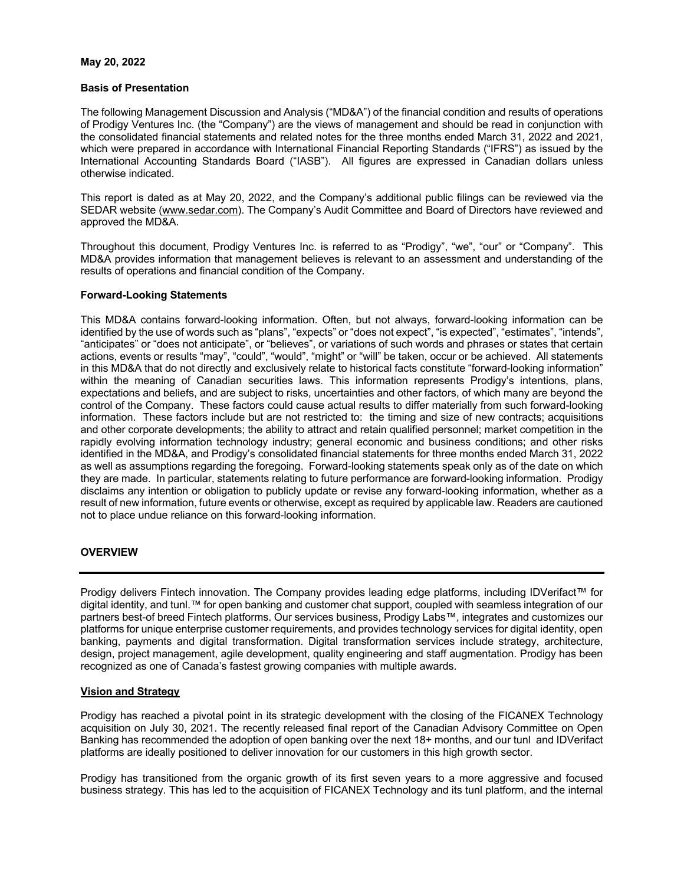**May 20, 2022**

**Basis of Presentation**

The following Management Discussion and Analysis ("MD&A") of the financial condition and results of operations of Prodigy Ventures Inc. (the "Company") are the views of management and should be read in conjunction with the consolidated financial statements and related notes for the three months ended March 31, 2022 and 2021, which were prepared in accordance with International Financial Reporting Standards ("IFRS") as issued by the International Accounting Standards Board ("IASB"). All figures are expressed in Canadian dollars unless otherwise indicated.

This report is dated as at May 20, 2022, and the Company's additional public filings can be reviewed via the SEDAR website (www.sedar.com). The Company's Audit Committee and Board of Directors have reviewed and approved the MD&A.

Throughout this document, Prodigy Ventures Inc. is referred to as "Prodigy", "we", "our" or "Company". This MD&A provides information that management believes is relevant to an assessment and understanding of the results of operations and financial condition of the Company.

**Forward-Looking Statements**

This MD&A contains forward-looking information. Often, but not always, forward-looking information can be identified by the use of words such as "plans", "expects" or "does not expect", "is expected", "estimates", "intends", "anticipates" or "does not anticipate", or "believes", or variations of such words and phrases or states that certain actions, events or results "may", "could", "would", "might" or "will" be taken, occur or be achieved. All statements in this MD&A that do not directly and exclusively relate to historical facts constitute "forward-looking information" within the meaning of Canadian securities laws. This information represents Prodigy's intentions, plans, expectations and beliefs, and are subject to risks, uncertainties and other factors, of which many are beyond the control of the Company. These factors could cause actual results to differ materially from such forward-looking information. These factors include but are not restricted to: the timing and size of new contracts; acquisitions and other corporate developments; the ability to attract and retain qualified personnel; market competition in the rapidly evolving information technology industry; general economic and business conditions; and other risks identified in the MD&A, and Prodigy's consolidated financial statements for three months ended March 31, 2022 as well as assumptions regarding the foregoing. Forward-looking statements speak only as of the date on which they are made. In particular, statements relating to future performance are forward-looking information. Prodigy disclaims any intention or obligation to publicly update or revise any forward-looking information, whether as a result of new information, future events or otherwise, except as required by applicable law. Readers are cautioned not to place undue reliance on this forward-looking information.

## OVERVIEW

Prodigy delivers Fintech innovation. The Company provides leading edge platforms, including IDVerifact™ for digital identity, and tunl.™ for open banking and customer chat support, coupled with seamless integration of our partners best-of breed Fintech platforms. Our services business, Prodigy Labs™, integrates and customizes our platforms for unique enterprise customer requirements, and provides technology services for digital identity, open banking, payments and digital transformation. Digital transformation services include strategy, architecture, design, project management, agile development, quality engineering and staff augmentation. Prodigy has been recognized as one of Canada's fastest growing companies with multiple awards.

**Vision and Strategy**

Prodigy has reached a pivotal point in its strategic development with the closing of the FICANEX Technology acquisition on July 30, 2021. The recently released final report of the Canadian Advisory Committee on Open Banking has recommended the adoption of open banking over the next 18+ months, and our tunl and IDVerifact platforms are ideally positioned to deliver innovation for our customers in this high growth sector.

Prodigy has transitioned from the organic growth of its first seven years to a more aggressive and focused business strategy. This has led to the acquisition of FICANEX Technology and its tunl platform, and the internal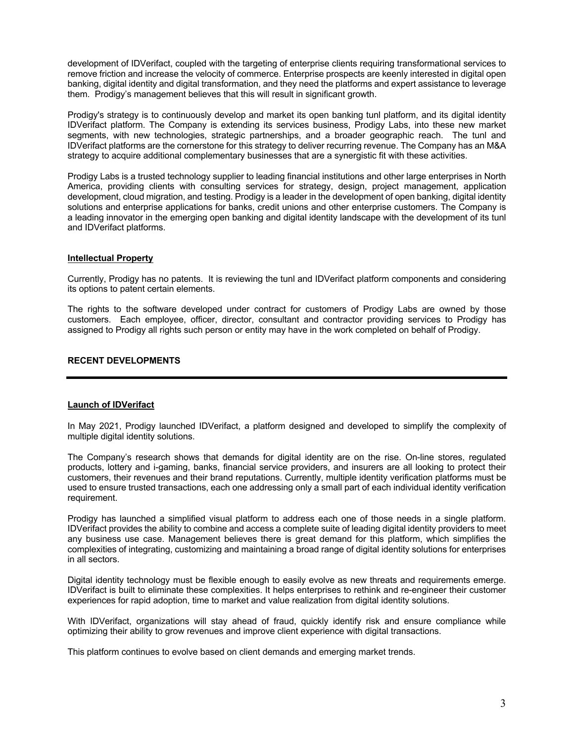development of IDVerifact, coupled with the targeting of enterprise clients requiring transformational services to remove friction and increase the velocity of commerce. Enterprise prospects are keenly interested in digital open banking, digital identity and digital transformation, and they need the platforms and expert assistance to leverage them. Prodigy's management believes that this will result in significant growth.

Prodigy's strategy is to continuously develop and market its open banking tunl platform, and its digital identity IDVerifact platform. The Company is extending its services business, Prodigy Labs, into these new market segments, with new technologies, strategic partnerships, and a broader geographic reach. The tunl and IDVerifact platforms are the cornerstone for this strategy to deliver recurring revenue. The Company has an M&A strategy to acquire additional complementary businesses that are a synergistic fit with these activities.

Prodigy Labs is a trusted technology supplier to leading financial institutions and other large enterprises in North America, providing clients with consulting services for strategy, design, project management, application development, cloud migration, and testing. Prodigy is a leader in the development of open banking, digital identity solutions and enterprise applications for banks, credit unions and other enterprise customers. The Company is a leading innovator in the emerging open banking and digital identity landscape with the development of its tunl and IDVerifact platforms.

### Intellectual Property

Currently, Prodigy has no patents. It is reviewing the tunl and IDVerifact platform components and considering its options to patent certain elements.

The rights to the software developed under contract for customers of Prodigy Labs are owned by those customers. Each employee, officer, director, consultant and contractor providing services to Prodigy has assigned to Prodigy all rights such person or entity may have in the work completed on behalf of Prodigy.

## RECENT DEVELOPMENTS

### Launch of IDVerifact

In May 2021, Prodigy launched IDVerifact, a platform designed and developed to simplify the complexity of multiple digital identity solutions.

The Company's research shows that demands for digital identity are on the rise. On-line stores, regulated products, lottery and i-gaming, banks, financial service providers, and insurers are all looking to protect their customers, their revenues and their brand reputations. Currently, multiple identity verification platforms must be used to ensure trusted transactions, each one addressing only a small part of each individual identity verification requirement.

Prodigy has launched a simplified visual platform to address each one of those needs in a single platform. IDVerifact provides the ability to combine and access a complete suite of leading digital identity providers to meet any business use case. Management believes there is great demand for this platform, which simplifies the complexities of integrating, customizing and maintaining a broad range of digital identity solutions for enterprises in all sectors.

Digital identity technology must be flexible enough to easily evolve as new threats and requirements emerge. IDVerifact is built to eliminate these complexities. It helps enterprises to rethink and re-engineer their customer experiences for rapid adoption, time to market and value realization from digital identity solutions.

With IDVerifact, organizations will stay ahead of fraud, quickly identify risk and ensure compliance while optimizing their ability to grow revenues and improve client experience with digital transactions.

This platform continues to evolve based on client demands and emerging market trends.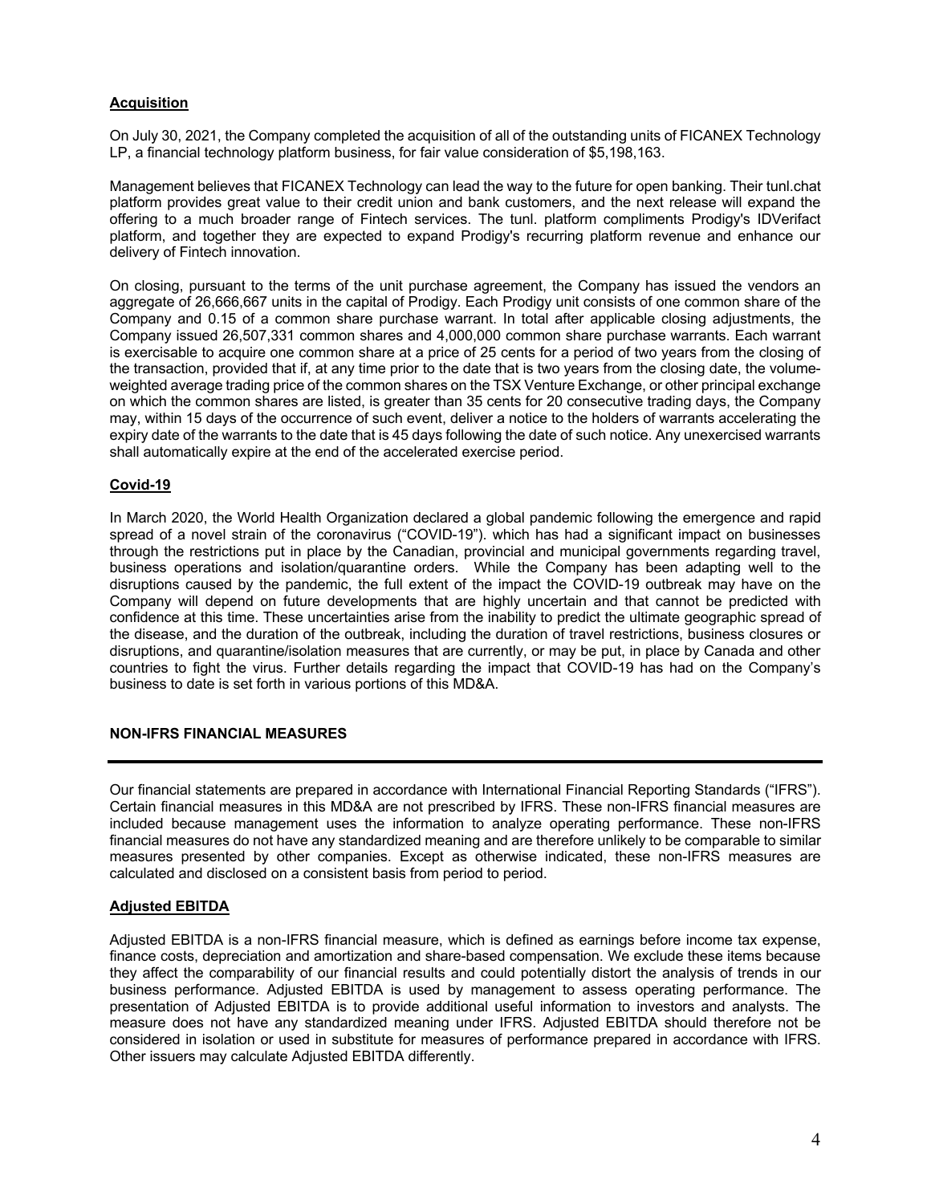### Acquisition

On July 30, 2021, the Company completed the acquisition of all of the outstanding units of FICANEX Technology LP, a financial technology platform business, for fair value consideration of $5,198,163.

Management believes that FICANEX Technology can lead the way to the future for open banking. Their tunl.chat platform provides great value to their credit union and bank customers, and the next release will expand the offering to a much broader range of Fintech services. The tunl. platform compliments Prodigy's IDVerifact platform, and together they are expected to expand Prodigy's recurring platform revenue and enhance our delivery of Fintech innovation.

On closing, pursuant to the terms of the unit purchase agreement, the Company has issued the vendors an aggregate of 26,666,667 units in the capital of Prodigy. Each Prodigy unit consists of one common share of the Company and 0.15 of a common share purchase warrant. In total after applicable closing adjustments, the Company issued 26,507,331 common shares and 4,000,000 common share purchase warrants. Each warrant is exercisable to acquire one common share at a price of 25 cents for a period of two years from the closing of the transaction, provided that if, at any time prior to the date that is two years from the closing date, the volume-weighted average trading price of the common shares on the TSX Venture Exchange, or other principal exchange on which the common shares are listed, is greater than 35 cents for 20 consecutive trading days, the Company may, within 15 days of the occurrence of such event, deliver a notice to the holders of warrants accelerating the expiry date of the warrants to the date that is 45 days following the date of such notice. Any unexercised warrants shall automatically expire at the end of the accelerated exercise period.

### Covid-19

In March 2020, the World Health Organization declared a global pandemic following the emergence and rapid spread of a novel strain of the coronavirus ("COVID-19"). which has had a significant impact on businesses through the restrictions put in place by the Canadian, provincial and municipal governments regarding travel, business operations and isolation/quarantine orders. While the Company has been adapting well to the disruptions caused by the pandemic, the full extent of the impact the COVID-19 outbreak may have on the Company will depend on future developments that are highly uncertain and that cannot be predicted with confidence at this time. These uncertainties arise from the inability to predict the ultimate geographic spread of the disease, and the duration of the outbreak, including the duration of travel restrictions, business closures or disruptions, and quarantine/isolation measures that are currently, or may be put, in place by Canada and other countries to fight the virus. Further details regarding the impact that COVID-19 has had on the Company's business to date is set forth in various portions of this MD&A.

## NON-IFRS FINANCIAL MEASURES

Our financial statements are prepared in accordance with International Financial Reporting Standards ("IFRS"). Certain financial measures in this MD&A are not prescribed by IFRS. These non-IFRS financial measures are included because management uses the information to analyze operating performance. These non-IFRS financial measures do not have any standardized meaning and are therefore unlikely to be comparable to similar measures presented by other companies. Except as otherwise indicated, these non-IFRS measures are calculated and disclosed on a consistent basis from period to period.

### Adjusted EBITDA

Adjusted EBITDA is a non-IFRS financial measure, which is defined as earnings before income tax expense, finance costs, depreciation and amortization and share-based compensation. We exclude these items because they affect the comparability of our financial results and could potentially distort the analysis of trends in our business performance. Adjusted EBITDA is used by management to assess operating performance. The presentation of Adjusted EBITDA is to provide additional useful information to investors and analysts. The measure does not have any standardized meaning under IFRS. Adjusted EBITDA should therefore not be considered in isolation or used in substitute for measures of performance prepared in accordance with IFRS. Other issuers may calculate Adjusted EBITDA differently.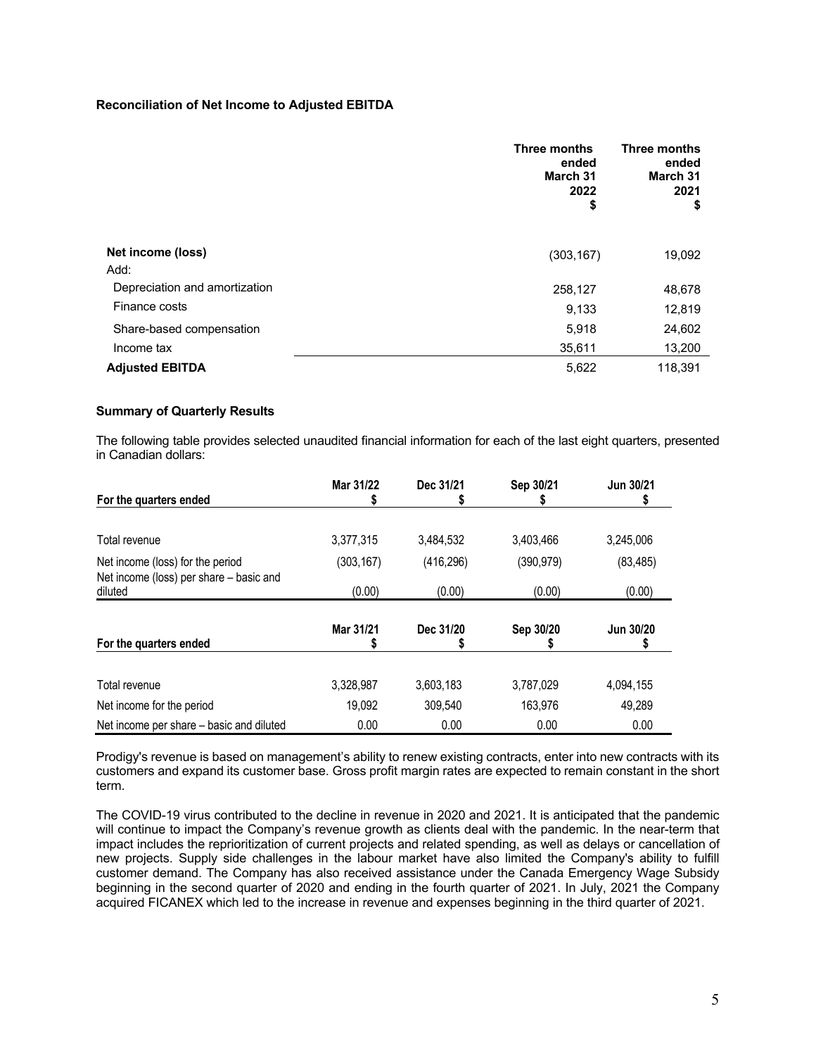### Reconciliation of Net Income to Adjusted EBITDA

| | Three months ended March 31 2022 $ | Three months ended March 31 2021 $ |
|---|---|---|
| **Net income (loss)** | (303,167) | 19,092 |
| Add: | | |
| Depreciation and amortization | 258,127 | 48,678 |
| Finance costs | 9,133 | 12,819 |
| Share-based compensation | 5,918 | 24,602 |
| Income tax | 35,611 | 13,200 |
| **Adjusted EBITDA** | 5,622 | 118,391 |

### Summary of Quarterly Results

The following table provides selected unaudited financial information for each of the last eight quarters, presented in Canadian dollars:

| For the quarters ended | Mar 31/22 $ | Dec 31/21 $ | Sep 30/21 $ | Jun 30/21 $ |
|---|---|---|---|---|
| Total revenue | 3,377,315 | 3,484,532 | 3,403,466 | 3,245,006 |
| Net income (loss) for the period | (303,167) | (416,296) | (390,979) | (83,485) |
| Net income (loss) per share – basic and diluted | (0.00) | (0.00) | (0.00) | (0.00) |

| For the quarters ended | Mar 31/21 $ | Dec 31/20 $ | Sep 30/20 $ | Jun 30/20 $ |
|---|---|---|---|---|
| Total revenue | 3,328,987 | 3,603,183 | 3,787,029 | 4,094,155 |
| Net income for the period | 19,092 | 309,540 | 163,976 | 49,289 |
| Net income per share – basic and diluted | 0.00 | 0.00 | 0.00 | 0.00 |

Prodigy's revenue is based on management's ability to renew existing contracts, enter into new contracts with its customers and expand its customer base. Gross profit margin rates are expected to remain constant in the short term.

The COVID-19 virus contributed to the decline in revenue in 2020 and 2021. It is anticipated that the pandemic will continue to impact the Company's revenue growth as clients deal with the pandemic. In the near-term that impact includes the reprioritization of current projects and related spending, as well as delays or cancellation of new projects. Supply side challenges in the labour market have also limited the Company's ability to fulfill customer demand. The Company has also received assistance under the Canada Emergency Wage Subsidy beginning in the second quarter of 2020 and ending in the fourth quarter of 2021. In July, 2021 the Company acquired FICANEX which led to the increase in revenue and expenses beginning in the third quarter of 2021.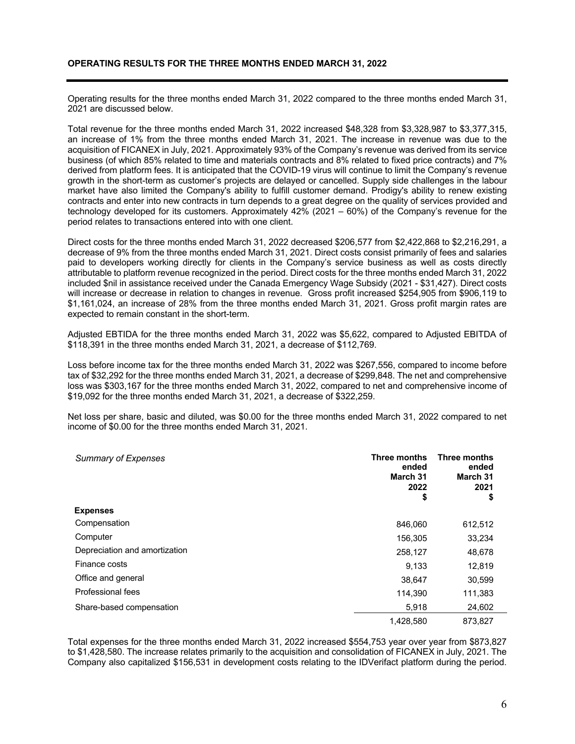## OPERATING RESULTS FOR THE THREE MONTHS ENDED MARCH 31, 2022

Operating results for the three months ended March 31, 2022 compared to the three months ended March 31, 2021 are discussed below.

Total revenue for the three months ended March 31, 2022 increased $48,328 from $3,328,987 to $3,377,315, an increase of 1% from the three months ended March 31, 2021. The increase in revenue was due to the acquisition of FICANEX in July, 2021. Approximately 93% of the Company's revenue was derived from its service business (of which 85% related to time and materials contracts and 8% related to fixed price contracts) and 7% derived from platform fees. It is anticipated that the COVID-19 virus will continue to limit the Company's revenue growth in the short-term as customer's projects are delayed or cancelled. Supply side challenges in the labour market have also limited the Company's ability to fulfill customer demand. Prodigy's ability to renew existing contracts and enter into new contracts in turn depends to a great degree on the quality of services provided and technology developed for its customers. Approximately 42% (2021 – 60%) of the Company's revenue for the period relates to transactions entered into with one client.

Direct costs for the three months ended March 31, 2022 decreased $206,577 from $2,422,868 to $2,216,291, a decrease of 9% from the three months ended March 31, 2021. Direct costs consist primarily of fees and salaries paid to developers working directly for clients in the Company's service business as well as costs directly attributable to platform revenue recognized in the period. Direct costs for the three months ended March 31, 2022 included $nil in assistance received under the Canada Emergency Wage Subsidy (2021 - $31,427). Direct costs will increase or decrease in relation to changes in revenue. Gross profit increased $254,905 from $906,119 to $1,161,024, an increase of 28% from the three months ended March 31, 2021. Gross profit margin rates are expected to remain constant in the short-term.

Adjusted EBTIDA for the three months ended March 31, 2022 was $5,622, compared to Adjusted EBITDA of $118,391 in the three months ended March 31, 2021, a decrease of $112,769.

Loss before income tax for the three months ended March 31, 2022 was $267,556, compared to income before tax of $32,292 for the three months ended March 31, 2021, a decrease of $299,848. The net and comprehensive loss was $303,167 for the three months ended March 31, 2022, compared to net and comprehensive income of $19,092 for the three months ended March 31, 2021, a decrease of $322,259.

Net loss per share, basic and diluted, was $0.00 for the three months ended March 31, 2022 compared to net income of $0.00 for the three months ended March 31, 2021.

| *Summary of Expenses* | **Three months ended March 31 2022 $** | **Three months ended March 31 2021 $** |
|---|---|---|
| **Expenses** | | |
| Compensation | 846,060 | 612,512 |
| Computer | 156,305 | 33,234 |
| Depreciation and amortization | 258,127 | 48,678 |
| Finance costs | 9,133 | 12,819 |
| Office and general | 38,647 | 30,599 |
| Professional fees | 114,390 | 111,383 |
| Share-based compensation | 5,918 | 24,602 |
| | 1,428,580 | 873,827 |

Total expenses for the three months ended March 31, 2022 increased $554,753 year over year from $873,827 to $1,428,580. The increase relates primarily to the acquisition and consolidation of FICANEX in July, 2021. The Company also capitalized $156,531 in development costs relating to the IDVerifact platform during the period.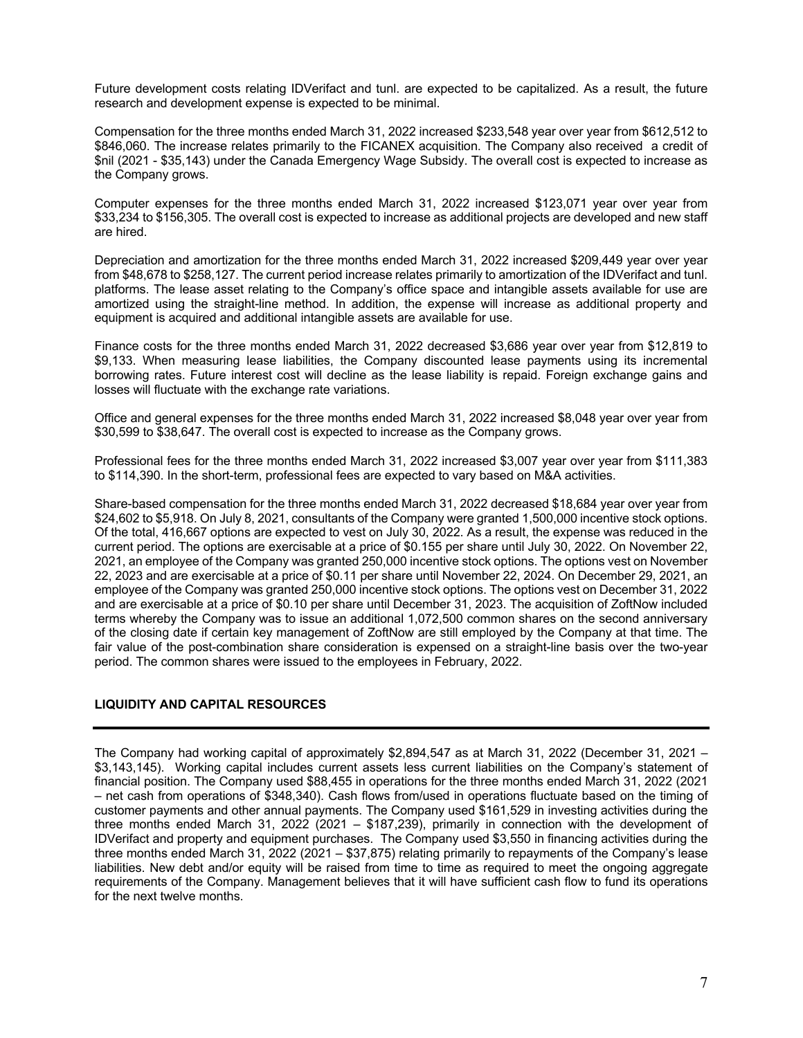Future development costs relating IDVerifact and tunl. are expected to be capitalized. As a result, the future research and development expense is expected to be minimal.

Compensation for the three months ended March 31, 2022 increased $233,548 year over year from $612,512 to $846,060. The increase relates primarily to the FICANEX acquisition. The Company also received a credit of $nil (2021 - $35,143) under the Canada Emergency Wage Subsidy. The overall cost is expected to increase as the Company grows.

Computer expenses for the three months ended March 31, 2022 increased $123,071 year over year from $33,234 to $156,305. The overall cost is expected to increase as additional projects are developed and new staff are hired.

Depreciation and amortization for the three months ended March 31, 2022 increased $209,449 year over year from $48,678 to $258,127. The current period increase relates primarily to amortization of the IDVerifact and tunl. platforms. The lease asset relating to the Company's office space and intangible assets available for use are amortized using the straight-line method. In addition, the expense will increase as additional property and equipment is acquired and additional intangible assets are available for use.

Finance costs for the three months ended March 31, 2022 decreased $3,686 year over year from $12,819 to $9,133. When measuring lease liabilities, the Company discounted lease payments using its incremental borrowing rates. Future interest cost will decline as the lease liability is repaid. Foreign exchange gains and losses will fluctuate with the exchange rate variations.

Office and general expenses for the three months ended March 31, 2022 increased $8,048 year over year from $30,599 to $38,647. The overall cost is expected to increase as the Company grows.

Professional fees for the three months ended March 31, 2022 increased $3,007 year over year from $111,383 to $114,390. In the short-term, professional fees are expected to vary based on M&A activities.

Share-based compensation for the three months ended March 31, 2022 decreased $18,684 year over year from $24,602 to $5,918. On July 8, 2021, consultants of the Company were granted 1,500,000 incentive stock options. Of the total, 416,667 options are expected to vest on July 30, 2022. As a result, the expense was reduced in the current period. The options are exercisable at a price of $0.155 per share until July 30, 2022. On November 22, 2021, an employee of the Company was granted 250,000 incentive stock options. The options vest on November 22, 2023 and are exercisable at a price of $0.11 per share until November 22, 2024. On December 29, 2021, an employee of the Company was granted 250,000 incentive stock options. The options vest on December 31, 2022 and are exercisable at a price of $0.10 per share until December 31, 2023. The acquisition of ZoftNow included terms whereby the Company was to issue an additional 1,072,500 common shares on the second anniversary of the closing date if certain key management of ZoftNow are still employed by the Company at that time. The fair value of the post-combination share consideration is expensed on a straight-line basis over the two-year period. The common shares were issued to the employees in February, 2022.

## LIQUIDITY AND CAPITAL RESOURCES

The Company had working capital of approximately $2,894,547 as at March 31, 2022 (December 31, 2021 – $3,143,145). Working capital includes current assets less current liabilities on the Company's statement of financial position. The Company used $88,455 in operations for the three months ended March 31, 2022 (2021 – net cash from operations of $348,340). Cash flows from/used in operations fluctuate based on the timing of customer payments and other annual payments. The Company used $161,529 in investing activities during the three months ended March 31, 2022 (2021 – $187,239), primarily in connection with the development of IDVerifact and property and equipment purchases. The Company used $3,550 in financing activities during the three months ended March 31, 2022 (2021 – $37,875) relating primarily to repayments of the Company's lease liabilities. New debt and/or equity will be raised from time to time as required to meet the ongoing aggregate requirements of the Company. Management believes that it will have sufficient cash flow to fund its operations for the next twelve months.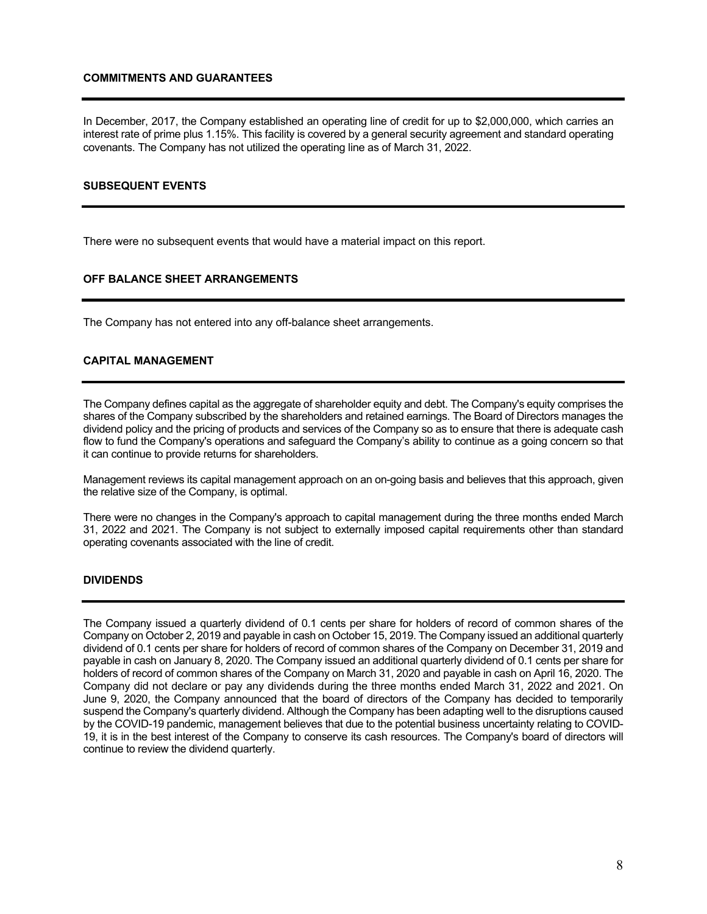## COMMITMENTS AND GUARANTEES

In December, 2017, the Company established an operating line of credit for up to $2,000,000, which carries an interest rate of prime plus 1.15%. This facility is covered by a general security agreement and standard operating covenants. The Company has not utilized the operating line as of March 31, 2022.

## SUBSEQUENT EVENTS

There were no subsequent events that would have a material impact on this report.

## OFF BALANCE SHEET ARRANGEMENTS

The Company has not entered into any off-balance sheet arrangements.

## CAPITAL MANAGEMENT

The Company defines capital as the aggregate of shareholder equity and debt. The Company's equity comprises the shares of the Company subscribed by the shareholders and retained earnings. The Board of Directors manages the dividend policy and the pricing of products and services of the Company so as to ensure that there is adequate cash flow to fund the Company's operations and safeguard the Company's ability to continue as a going concern so that it can continue to provide returns for shareholders.

Management reviews its capital management approach on an on-going basis and believes that this approach, given the relative size of the Company, is optimal.

There were no changes in the Company's approach to capital management during the three months ended March 31, 2022 and 2021. The Company is not subject to externally imposed capital requirements other than standard operating covenants associated with the line of credit.

## DIVIDENDS

The Company issued a quarterly dividend of 0.1 cents per share for holders of record of common shares of the Company on October 2, 2019 and payable in cash on October 15, 2019. The Company issued an additional quarterly dividend of 0.1 cents per share for holders of record of common shares of the Company on December 31, 2019 and payable in cash on January 8, 2020. The Company issued an additional quarterly dividend of 0.1 cents per share for holders of record of common shares of the Company on March 31, 2020 and payable in cash on April 16, 2020. The Company did not declare or pay any dividends during the three months ended March 31, 2022 and 2021. On June 9, 2020, the Company announced that the board of directors of the Company has decided to temporarily suspend the Company's quarterly dividend. Although the Company has been adapting well to the disruptions caused by the COVID-19 pandemic, management believes that due to the potential business uncertainty relating to COVID-19, it is in the best interest of the Company to conserve its cash resources. The Company's board of directors will continue to review the dividend quarterly.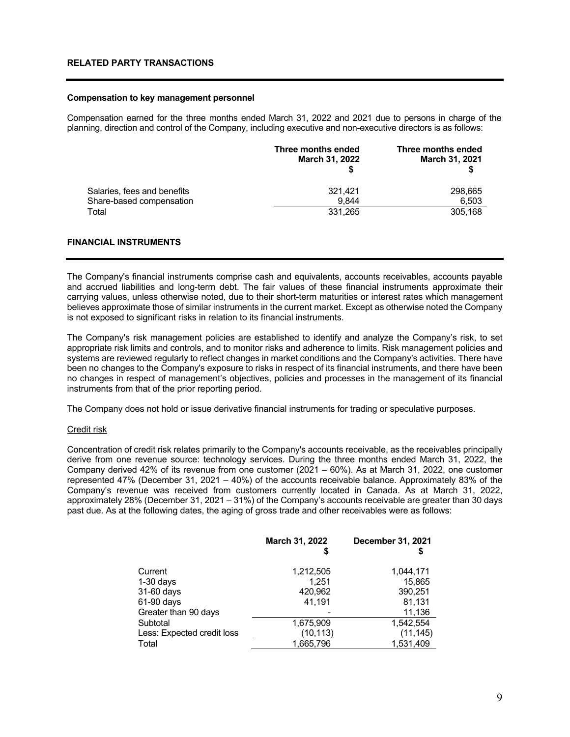## RELATED PARTY TRANSACTIONS

**Compensation to key management personnel**

Compensation earned for the three months ended March 31, 2022 and 2021 due to persons in charge of the planning, direction and control of the Company, including executive and non-executive directors is as follows:

| | Three months ended March 31, 2022 $ | Three months ended March 31, 2021 $ |
|---|---|---|
| Salaries, fees and benefits | 321,421 | 298,665 |
| Share-based compensation | 9,844 | 6,503 |
| Total | 331,265 | 305,168 |

## FINANCIAL INSTRUMENTS

The Company's financial instruments comprise cash and equivalents, accounts receivables, accounts payable and accrued liabilities and long-term debt. The fair values of these financial instruments approximate their carrying values, unless otherwise noted, due to their short-term maturities or interest rates which management believes approximate those of similar instruments in the current market. Except as otherwise noted the Company is not exposed to significant risks in relation to its financial instruments.

The Company's risk management policies are established to identify and analyze the Company's risk, to set appropriate risk limits and controls, and to monitor risks and adherence to limits. Risk management policies and systems are reviewed regularly to reflect changes in market conditions and the Company's activities. There have been no changes to the Company's exposure to risks in respect of its financial instruments, and there have been no changes in respect of management's objectives, policies and processes in the management of its financial instruments from that of the prior reporting period.

The Company does not hold or issue derivative financial instruments for trading or speculative purposes.

Credit risk

Concentration of credit risk relates primarily to the Company's accounts receivable, as the receivables principally derive from one revenue source: technology services. During the three months ended March 31, 2022, the Company derived 42% of its revenue from one customer (2021 – 60%). As at March 31, 2022, one customer represented 47% (December 31, 2021 – 40%) of the accounts receivable balance. Approximately 83% of the Company's revenue was received from customers currently located in Canada. As at March 31, 2022, approximately 28% (December 31, 2021 – 31%) of the Company's accounts receivable are greater than 30 days past due. As at the following dates, the aging of gross trade and other receivables were as follows:

| | March 31, 2022 $ | December 31, 2021 $ |
|---|---|---|
| Current | 1,212,505 | 1,044,171 |
| 1-30 days | 1,251 | 15,865 |
| 31-60 days | 420,962 | 390,251 |
| 61-90 days | 41,191 | 81,131 |
| Greater than 90 days | - | 11,136 |
| Subtotal | 1,675,909 | 1,542,554 |
| Less: Expected credit loss | (10,113) | (11,145) |
| Total | 1,665,796 | 1,531,409 |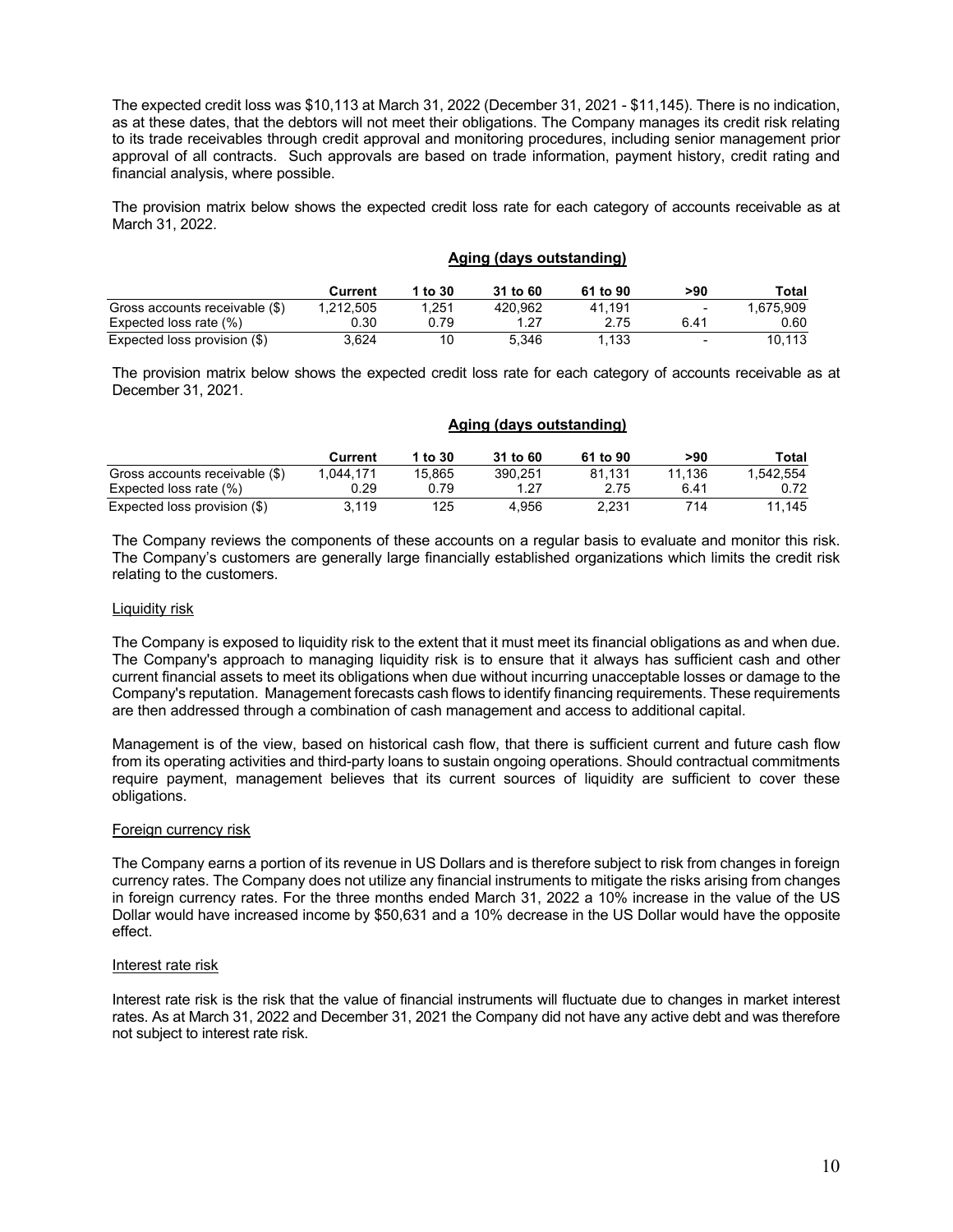The expected credit loss was $10,113 at March 31, 2022 (December 31, 2021 - $11,145). There is no indication, as at these dates, that the debtors will not meet their obligations. The Company manages its credit risk relating to its trade receivables through credit approval and monitoring procedures, including senior management prior approval of all contracts. Such approvals are based on trade information, payment history, credit rating and financial analysis, where possible.

The provision matrix below shows the expected credit loss rate for each category of accounts receivable as at March 31, 2022.

| | Aging (days outstanding) | | | | | |
|---|---|---|---|---|---|---|
| | **Current** | **1 to 30** | **31 to 60** | **61 to 90** | **>90** | **Total** |
| Gross accounts receivable ($) | 1,212,505 | 1,251 | 420,962 | 41,191 | - | 1,675,909 |
| Expected loss rate (%) | 0.30 | 0.79 | 1.27 | 2.75 | 6.41 | 0.60 |
| Expected loss provision ($) | 3,624 | 10 | 5,346 | 1,133 | - | 10,113 |

The provision matrix below shows the expected credit loss rate for each category of accounts receivable as at December 31, 2021.

| | Aging (days outstanding) | | | | | |
|---|---|---|---|---|---|---|
| | **Current** | **1 to 30** | **31 to 60** | **61 to 90** | **>90** | **Total** |
| Gross accounts receivable ($) | 1,044,171 | 15,865 | 390,251 | 81,131 | 11,136 | 1,542,554 |
| Expected loss rate (%) | 0.29 | 0.79 | 1.27 | 2.75 | 6.41 | 0.72 |
| Expected loss provision ($) | 3,119 | 125 | 4,956 | 2,231 | 714 | 11,145 |

The Company reviews the components of these accounts on a regular basis to evaluate and monitor this risk. The Company's customers are generally large financially established organizations which limits the credit risk relating to the customers.

Liquidity risk

The Company is exposed to liquidity risk to the extent that it must meet its financial obligations as and when due. The Company's approach to managing liquidity risk is to ensure that it always has sufficient cash and other current financial assets to meet its obligations when due without incurring unacceptable losses or damage to the Company's reputation. Management forecasts cash flows to identify financing requirements. These requirements are then addressed through a combination of cash management and access to additional capital.

Management is of the view, based on historical cash flow, that there is sufficient current and future cash flow from its operating activities and third-party loans to sustain ongoing operations. Should contractual commitments require payment, management believes that its current sources of liquidity are sufficient to cover these obligations.

Foreign currency risk

The Company earns a portion of its revenue in US Dollars and is therefore subject to risk from changes in foreign currency rates. The Company does not utilize any financial instruments to mitigate the risks arising from changes in foreign currency rates. For the three months ended March 31, 2022 a 10% increase in the value of the US Dollar would have increased income by $50,631 and a 10% decrease in the US Dollar would have the opposite effect.

Interest rate risk

Interest rate risk is the risk that the value of financial instruments will fluctuate due to changes in market interest rates. As at March 31, 2022 and December 31, 2021 the Company did not have any active debt and was therefore not subject to interest rate risk.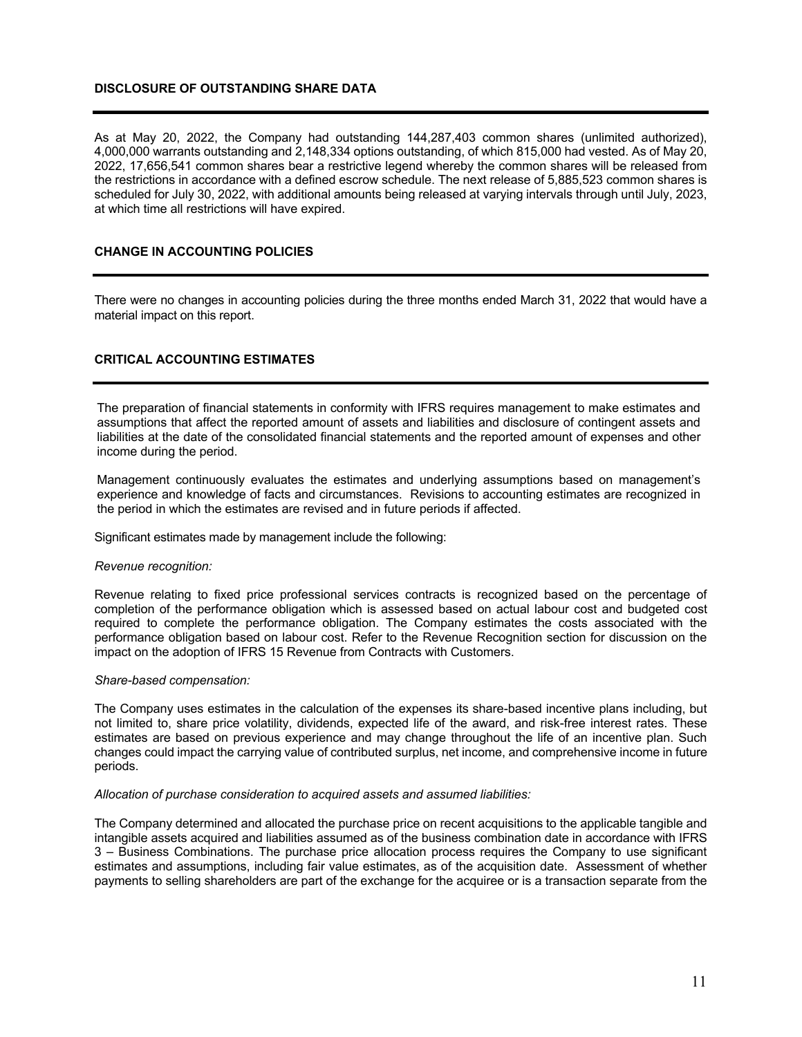## DISCLOSURE OF OUTSTANDING SHARE DATA

As at May 20, 2022, the Company had outstanding 144,287,403 common shares (unlimited authorized), 4,000,000 warrants outstanding and 2,148,334 options outstanding, of which 815,000 had vested. As of May 20, 2022, 17,656,541 common shares bear a restrictive legend whereby the common shares will be released from the restrictions in accordance with a defined escrow schedule. The next release of 5,885,523 common shares is scheduled for July 30, 2022, with additional amounts being released at varying intervals through until July, 2023, at which time all restrictions will have expired.

## CHANGE IN ACCOUNTING POLICIES

There were no changes in accounting policies during the three months ended March 31, 2022 that would have a material impact on this report.

## CRITICAL ACCOUNTING ESTIMATES

The preparation of financial statements in conformity with IFRS requires management to make estimates and assumptions that affect the reported amount of assets and liabilities and disclosure of contingent assets and liabilities at the date of the consolidated financial statements and the reported amount of expenses and other income during the period.

Management continuously evaluates the estimates and underlying assumptions based on management's experience and knowledge of facts and circumstances. Revisions to accounting estimates are recognized in the period in which the estimates are revised and in future periods if affected.

Significant estimates made by management include the following:

*Revenue recognition:*

Revenue relating to fixed price professional services contracts is recognized based on the percentage of completion of the performance obligation which is assessed based on actual labour cost and budgeted cost required to complete the performance obligation. The Company estimates the costs associated with the performance obligation based on labour cost. Refer to the Revenue Recognition section for discussion on the impact on the adoption of IFRS 15 Revenue from Contracts with Customers.

*Share-based compensation:*

The Company uses estimates in the calculation of the expenses its share-based incentive plans including, but not limited to, share price volatility, dividends, expected life of the award, and risk-free interest rates. These estimates are based on previous experience and may change throughout the life of an incentive plan. Such changes could impact the carrying value of contributed surplus, net income, and comprehensive income in future periods.

*Allocation of purchase consideration to acquired assets and assumed liabilities:*

The Company determined and allocated the purchase price on recent acquisitions to the applicable tangible and intangible assets acquired and liabilities assumed as of the business combination date in accordance with IFRS 3 – Business Combinations. The purchase price allocation process requires the Company to use significant estimates and assumptions, including fair value estimates, as of the acquisition date. Assessment of whether payments to selling shareholders are part of the exchange for the acquiree or is a transaction separate from the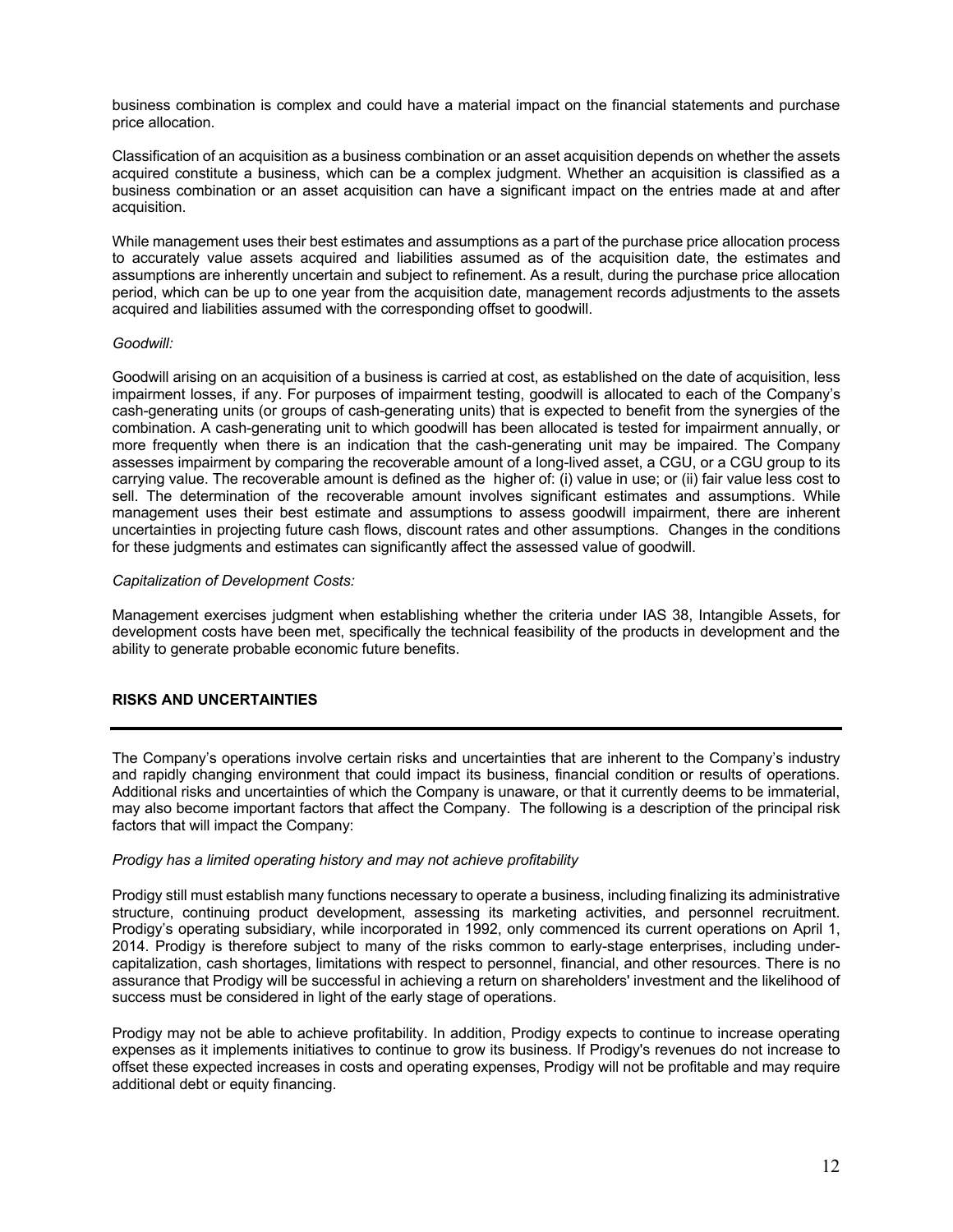business combination is complex and could have a material impact on the financial statements and purchase price allocation.

Classification of an acquisition as a business combination or an asset acquisition depends on whether the assets acquired constitute a business, which can be a complex judgment. Whether an acquisition is classified as a business combination or an asset acquisition can have a significant impact on the entries made at and after acquisition.

While management uses their best estimates and assumptions as a part of the purchase price allocation process to accurately value assets acquired and liabilities assumed as of the acquisition date, the estimates and assumptions are inherently uncertain and subject to refinement. As a result, during the purchase price allocation period, which can be up to one year from the acquisition date, management records adjustments to the assets acquired and liabilities assumed with the corresponding offset to goodwill.

*Goodwill:*

Goodwill arising on an acquisition of a business is carried at cost, as established on the date of acquisition, less impairment losses, if any. For purposes of impairment testing, goodwill is allocated to each of the Company's cash-generating units (or groups of cash-generating units) that is expected to benefit from the synergies of the combination. A cash-generating unit to which goodwill has been allocated is tested for impairment annually, or more frequently when there is an indication that the cash-generating unit may be impaired. The Company assesses impairment by comparing the recoverable amount of a long-lived asset, a CGU, or a CGU group to its carrying value. The recoverable amount is defined as the higher of: (i) value in use; or (ii) fair value less cost to sell. The determination of the recoverable amount involves significant estimates and assumptions. While management uses their best estimate and assumptions to assess goodwill impairment, there are inherent uncertainties in projecting future cash flows, discount rates and other assumptions. Changes in the conditions for these judgments and estimates can significantly affect the assessed value of goodwill.

*Capitalization of Development Costs:*

Management exercises judgment when establishing whether the criteria under IAS 38, Intangible Assets, for development costs have been met, specifically the technical feasibility of the products in development and the ability to generate probable economic future benefits.

## RISKS AND UNCERTAINTIES

The Company's operations involve certain risks and uncertainties that are inherent to the Company's industry and rapidly changing environment that could impact its business, financial condition or results of operations. Additional risks and uncertainties of which the Company is unaware, or that it currently deems to be immaterial, may also become important factors that affect the Company. The following is a description of the principal risk factors that will impact the Company:

*Prodigy has a limited operating history and may not achieve profitability*

Prodigy still must establish many functions necessary to operate a business, including finalizing its administrative structure, continuing product development, assessing its marketing activities, and personnel recruitment. Prodigy's operating subsidiary, while incorporated in 1992, only commenced its current operations on April 1, 2014. Prodigy is therefore subject to many of the risks common to early-stage enterprises, including under-capitalization, cash shortages, limitations with respect to personnel, financial, and other resources. There is no assurance that Prodigy will be successful in achieving a return on shareholders' investment and the likelihood of success must be considered in light of the early stage of operations.

Prodigy may not be able to achieve profitability. In addition, Prodigy expects to continue to increase operating expenses as it implements initiatives to continue to grow its business. If Prodigy's revenues do not increase to offset these expected increases in costs and operating expenses, Prodigy will not be profitable and may require additional debt or equity financing.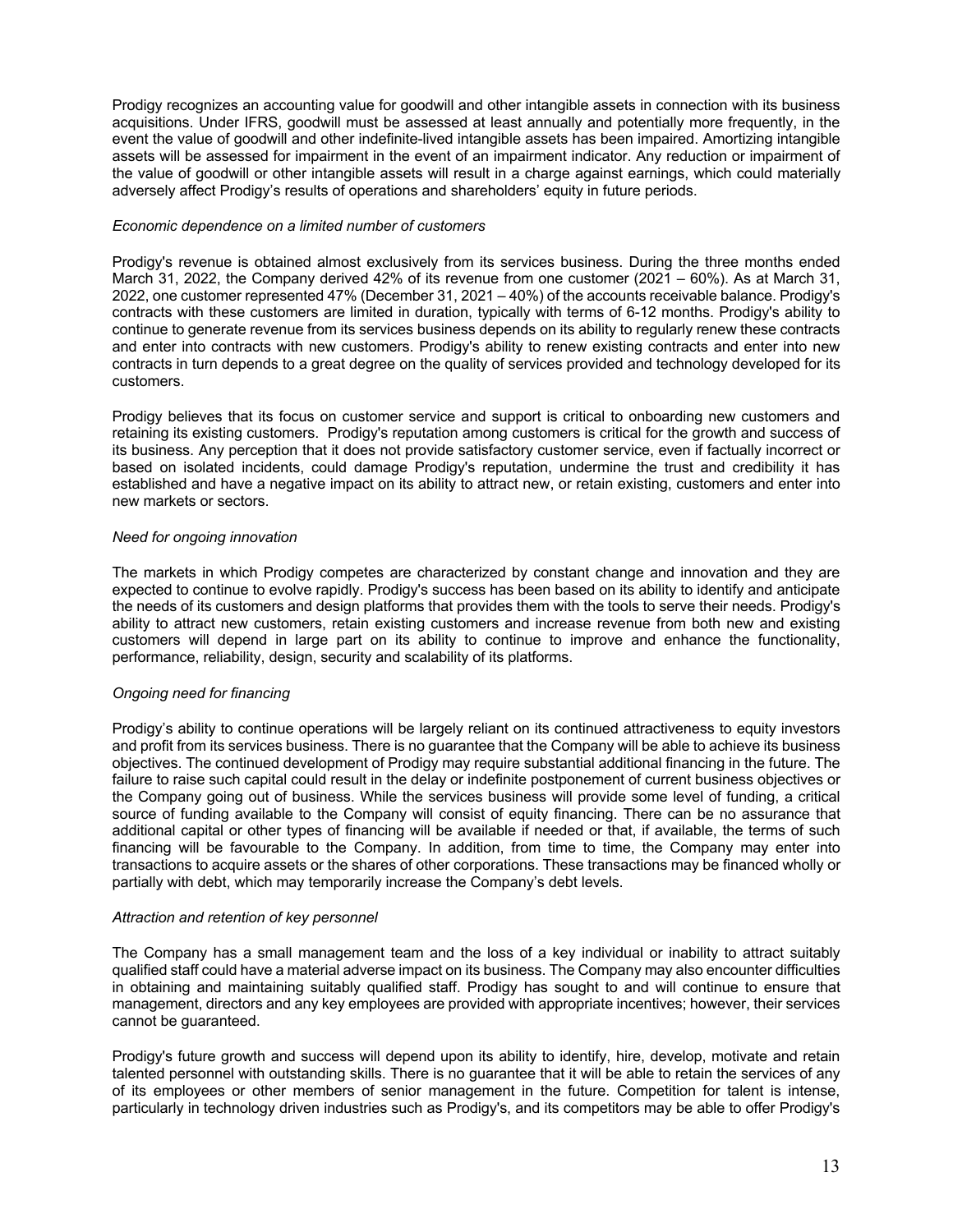Prodigy recognizes an accounting value for goodwill and other intangible assets in connection with its business acquisitions. Under IFRS, goodwill must be assessed at least annually and potentially more frequently, in the event the value of goodwill and other indefinite-lived intangible assets has been impaired. Amortizing intangible assets will be assessed for impairment in the event of an impairment indicator. Any reduction or impairment of the value of goodwill or other intangible assets will result in a charge against earnings, which could materially adversely affect Prodigy's results of operations and shareholders' equity in future periods.

*Economic dependence on a limited number of customers*

Prodigy's revenue is obtained almost exclusively from its services business. During the three months ended March 31, 2022, the Company derived 42% of its revenue from one customer (2021 – 60%). As at March 31, 2022, one customer represented 47% (December 31, 2021 – 40%) of the accounts receivable balance. Prodigy's contracts with these customers are limited in duration, typically with terms of 6-12 months. Prodigy's ability to continue to generate revenue from its services business depends on its ability to regularly renew these contracts and enter into contracts with new customers. Prodigy's ability to renew existing contracts and enter into new contracts in turn depends to a great degree on the quality of services provided and technology developed for its customers.

Prodigy believes that its focus on customer service and support is critical to onboarding new customers and retaining its existing customers. Prodigy's reputation among customers is critical for the growth and success of its business. Any perception that it does not provide satisfactory customer service, even if factually incorrect or based on isolated incidents, could damage Prodigy's reputation, undermine the trust and credibility it has established and have a negative impact on its ability to attract new, or retain existing, customers and enter into new markets or sectors.

*Need for ongoing innovation*

The markets in which Prodigy competes are characterized by constant change and innovation and they are expected to continue to evolve rapidly. Prodigy's success has been based on its ability to identify and anticipate the needs of its customers and design platforms that provides them with the tools to serve their needs. Prodigy's ability to attract new customers, retain existing customers and increase revenue from both new and existing customers will depend in large part on its ability to continue to improve and enhance the functionality, performance, reliability, design, security and scalability of its platforms.

*Ongoing need for financing*

Prodigy's ability to continue operations will be largely reliant on its continued attractiveness to equity investors and profit from its services business. There is no guarantee that the Company will be able to achieve its business objectives. The continued development of Prodigy may require substantial additional financing in the future. The failure to raise such capital could result in the delay or indefinite postponement of current business objectives or the Company going out of business. While the services business will provide some level of funding, a critical source of funding available to the Company will consist of equity financing. There can be no assurance that additional capital or other types of financing will be available if needed or that, if available, the terms of such financing will be favourable to the Company. In addition, from time to time, the Company may enter into transactions to acquire assets or the shares of other corporations. These transactions may be financed wholly or partially with debt, which may temporarily increase the Company's debt levels.

*Attraction and retention of key personnel*

The Company has a small management team and the loss of a key individual or inability to attract suitably qualified staff could have a material adverse impact on its business. The Company may also encounter difficulties in obtaining and maintaining suitably qualified staff. Prodigy has sought to and will continue to ensure that management, directors and any key employees are provided with appropriate incentives; however, their services cannot be guaranteed.

Prodigy's future growth and success will depend upon its ability to identify, hire, develop, motivate and retain talented personnel with outstanding skills. There is no guarantee that it will be able to retain the services of any of its employees or other members of senior management in the future. Competition for talent is intense, particularly in technology driven industries such as Prodigy's, and its competitors may be able to offer Prodigy's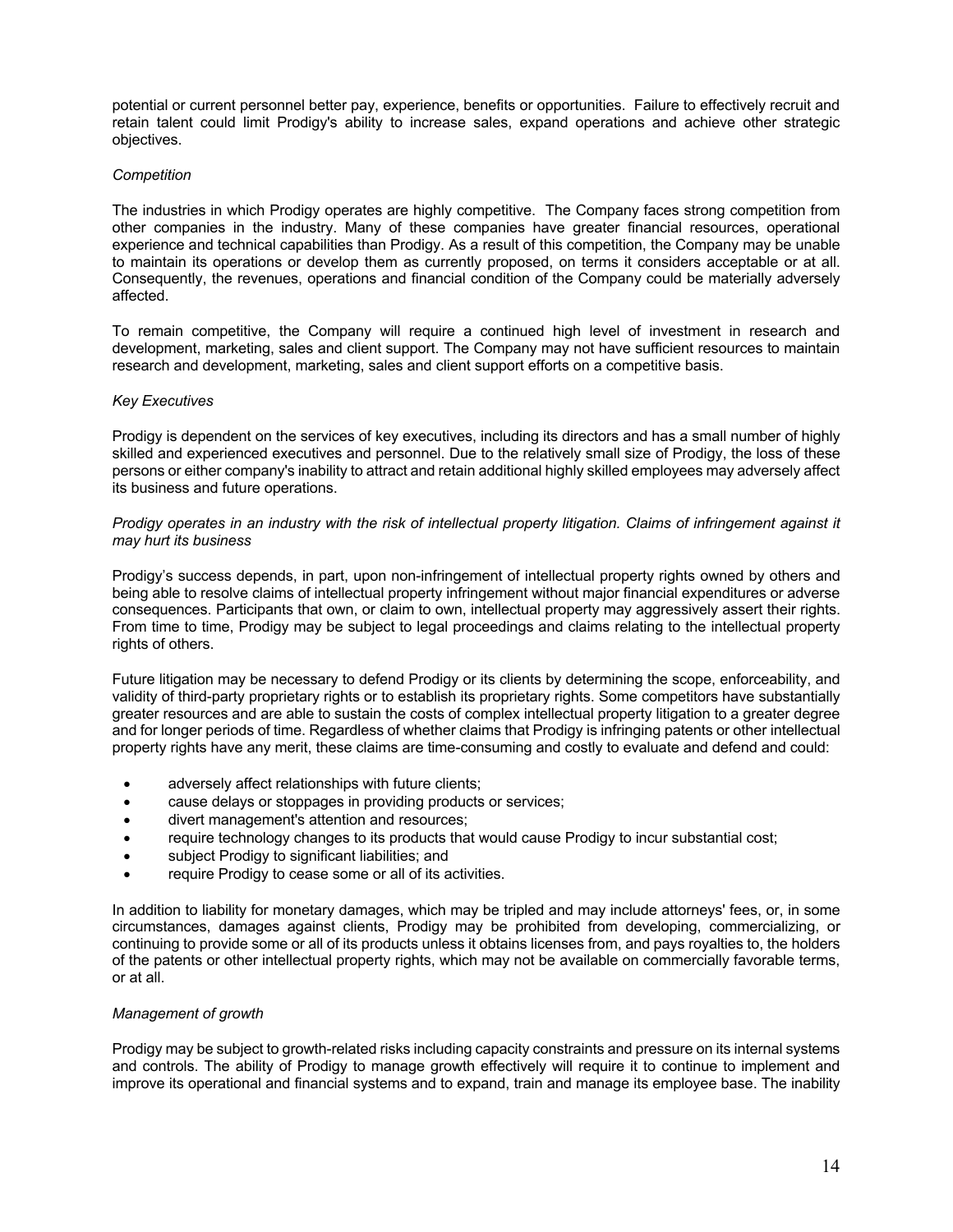potential or current personnel better pay, experience, benefits or opportunities. Failure to effectively recruit and retain talent could limit Prodigy's ability to increase sales, expand operations and achieve other strategic objectives.

*Competition*

The industries in which Prodigy operates are highly competitive. The Company faces strong competition from other companies in the industry. Many of these companies have greater financial resources, operational experience and technical capabilities than Prodigy. As a result of this competition, the Company may be unable to maintain its operations or develop them as currently proposed, on terms it considers acceptable or at all. Consequently, the revenues, operations and financial condition of the Company could be materially adversely affected.

To remain competitive, the Company will require a continued high level of investment in research and development, marketing, sales and client support. The Company may not have sufficient resources to maintain research and development, marketing, sales and client support efforts on a competitive basis.

*Key Executives*

Prodigy is dependent on the services of key executives, including its directors and has a small number of highly skilled and experienced executives and personnel. Due to the relatively small size of Prodigy, the loss of these persons or either company's inability to attract and retain additional highly skilled employees may adversely affect its business and future operations.

*Prodigy operates in an industry with the risk of intellectual property litigation. Claims of infringement against it may hurt its business*

Prodigy's success depends, in part, upon non-infringement of intellectual property rights owned by others and being able to resolve claims of intellectual property infringement without major financial expenditures or adverse consequences. Participants that own, or claim to own, intellectual property may aggressively assert their rights. From time to time, Prodigy may be subject to legal proceedings and claims relating to the intellectual property rights of others.

Future litigation may be necessary to defend Prodigy or its clients by determining the scope, enforceability, and validity of third-party proprietary rights or to establish its proprietary rights. Some competitors have substantially greater resources and are able to sustain the costs of complex intellectual property litigation to a greater degree and for longer periods of time. Regardless of whether claims that Prodigy is infringing patents or other intellectual property rights have any merit, these claims are time-consuming and costly to evaluate and defend and could:

- adversely affect relationships with future clients;
- cause delays or stoppages in providing products or services;
- divert management's attention and resources;
- require technology changes to its products that would cause Prodigy to incur substantial cost;
- subject Prodigy to significant liabilities; and
- require Prodigy to cease some or all of its activities.

In addition to liability for monetary damages, which may be tripled and may include attorneys' fees, or, in some circumstances, damages against clients, Prodigy may be prohibited from developing, commercializing, or continuing to provide some or all of its products unless it obtains licenses from, and pays royalties to, the holders of the patents or other intellectual property rights, which may not be available on commercially favorable terms, or at all.

*Management of growth*

Prodigy may be subject to growth-related risks including capacity constraints and pressure on its internal systems and controls. The ability of Prodigy to manage growth effectively will require it to continue to implement and improve its operational and financial systems and to expand, train and manage its employee base. The inability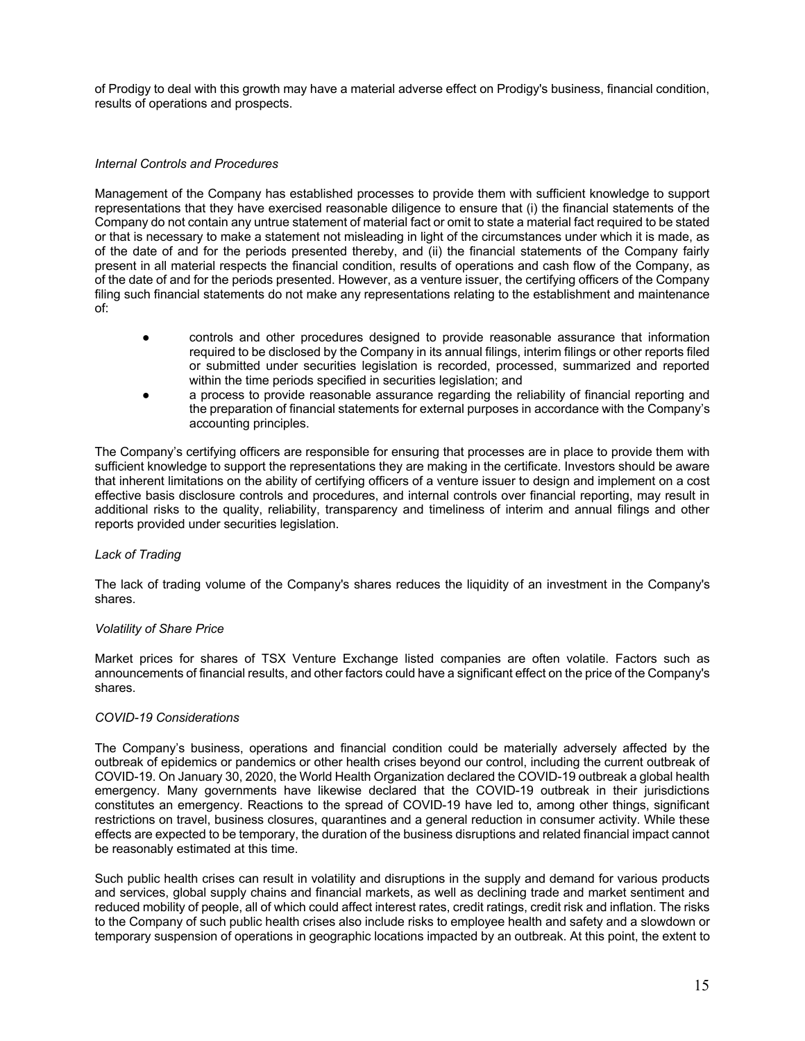of Prodigy to deal with this growth may have a material adverse effect on Prodigy's business, financial condition, results of operations and prospects.

*Internal Controls and Procedures*

Management of the Company has established processes to provide them with sufficient knowledge to support representations that they have exercised reasonable diligence to ensure that (i) the financial statements of the Company do not contain any untrue statement of material fact or omit to state a material fact required to be stated or that is necessary to make a statement not misleading in light of the circumstances under which it is made, as of the date of and for the periods presented thereby, and (ii) the financial statements of the Company fairly present in all material respects the financial condition, results of operations and cash flow of the Company, as of the date of and for the periods presented. However, as a venture issuer, the certifying officers of the Company filing such financial statements do not make any representations relating to the establishment and maintenance of:

- controls and other procedures designed to provide reasonable assurance that information required to be disclosed by the Company in its annual filings, interim filings or other reports filed or submitted under securities legislation is recorded, processed, summarized and reported within the time periods specified in securities legislation; and
- a process to provide reasonable assurance regarding the reliability of financial reporting and the preparation of financial statements for external purposes in accordance with the Company's accounting principles.

The Company's certifying officers are responsible for ensuring that processes are in place to provide them with sufficient knowledge to support the representations they are making in the certificate. Investors should be aware that inherent limitations on the ability of certifying officers of a venture issuer to design and implement on a cost effective basis disclosure controls and procedures, and internal controls over financial reporting, may result in additional risks to the quality, reliability, transparency and timeliness of interim and annual filings and other reports provided under securities legislation.

*Lack of Trading*

The lack of trading volume of the Company's shares reduces the liquidity of an investment in the Company's shares.

*Volatility of Share Price*

Market prices for shares of TSX Venture Exchange listed companies are often volatile. Factors such as announcements of financial results, and other factors could have a significant effect on the price of the Company's shares.

*COVID-19 Considerations*

The Company's business, operations and financial condition could be materially adversely affected by the outbreak of epidemics or pandemics or other health crises beyond our control, including the current outbreak of COVID-19. On January 30, 2020, the World Health Organization declared the COVID-19 outbreak a global health emergency. Many governments have likewise declared that the COVID-19 outbreak in their jurisdictions constitutes an emergency. Reactions to the spread of COVID-19 have led to, among other things, significant restrictions on travel, business closures, quarantines and a general reduction in consumer activity. While these effects are expected to be temporary, the duration of the business disruptions and related financial impact cannot be reasonably estimated at this time.

Such public health crises can result in volatility and disruptions in the supply and demand for various products and services, global supply chains and financial markets, as well as declining trade and market sentiment and reduced mobility of people, all of which could affect interest rates, credit ratings, credit risk and inflation. The risks to the Company of such public health crises also include risks to employee health and safety and a slowdown or temporary suspension of operations in geographic locations impacted by an outbreak. At this point, the extent to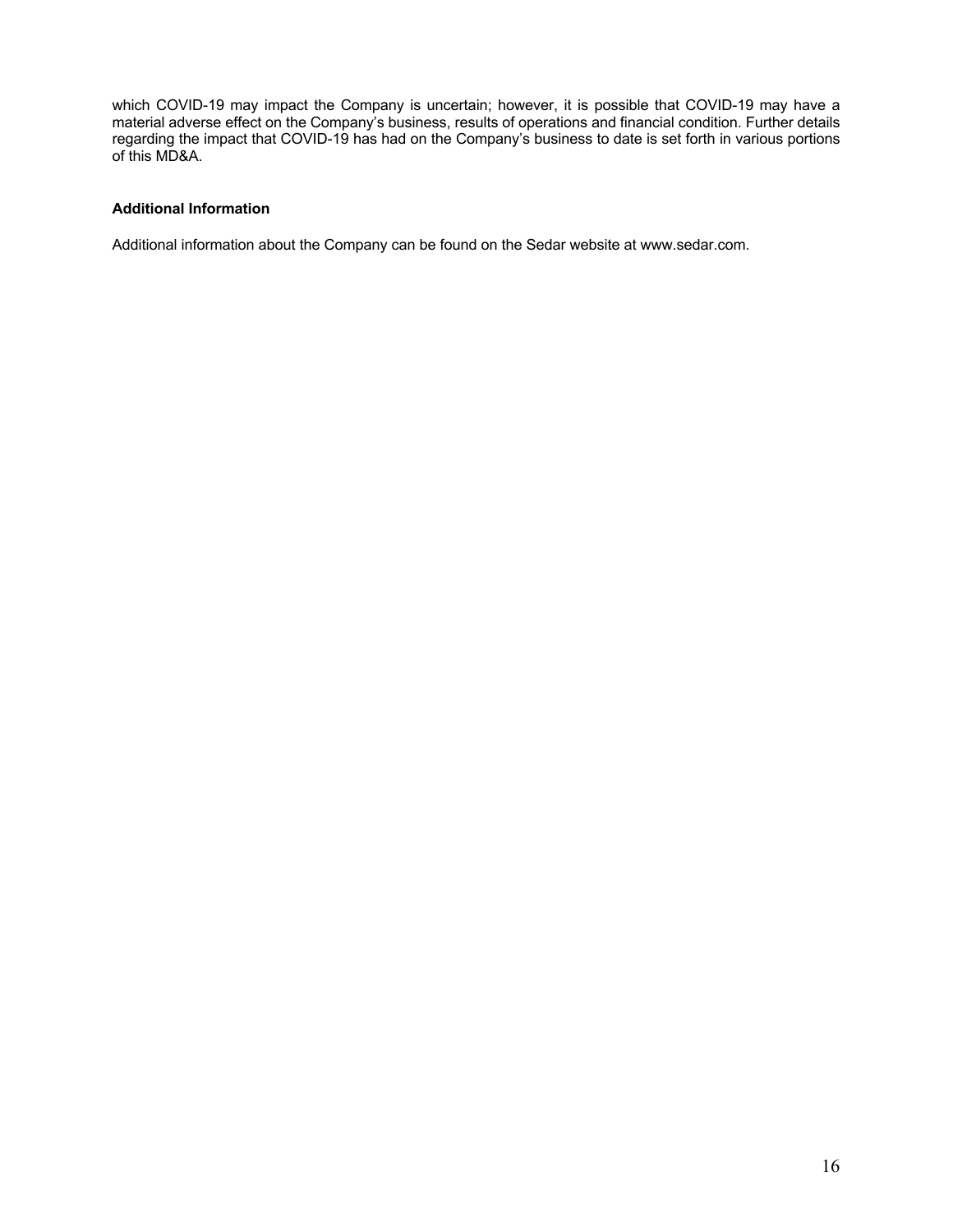which COVID-19 may impact the Company is uncertain; however, it is possible that COVID-19 may have a material adverse effect on the Company's business, results of operations and financial condition. Further details regarding the impact that COVID-19 has had on the Company's business to date is set forth in various portions of this MD&A.

**Additional Information**

Additional information about the Company can be found on the Sedar website at www.sedar.com.